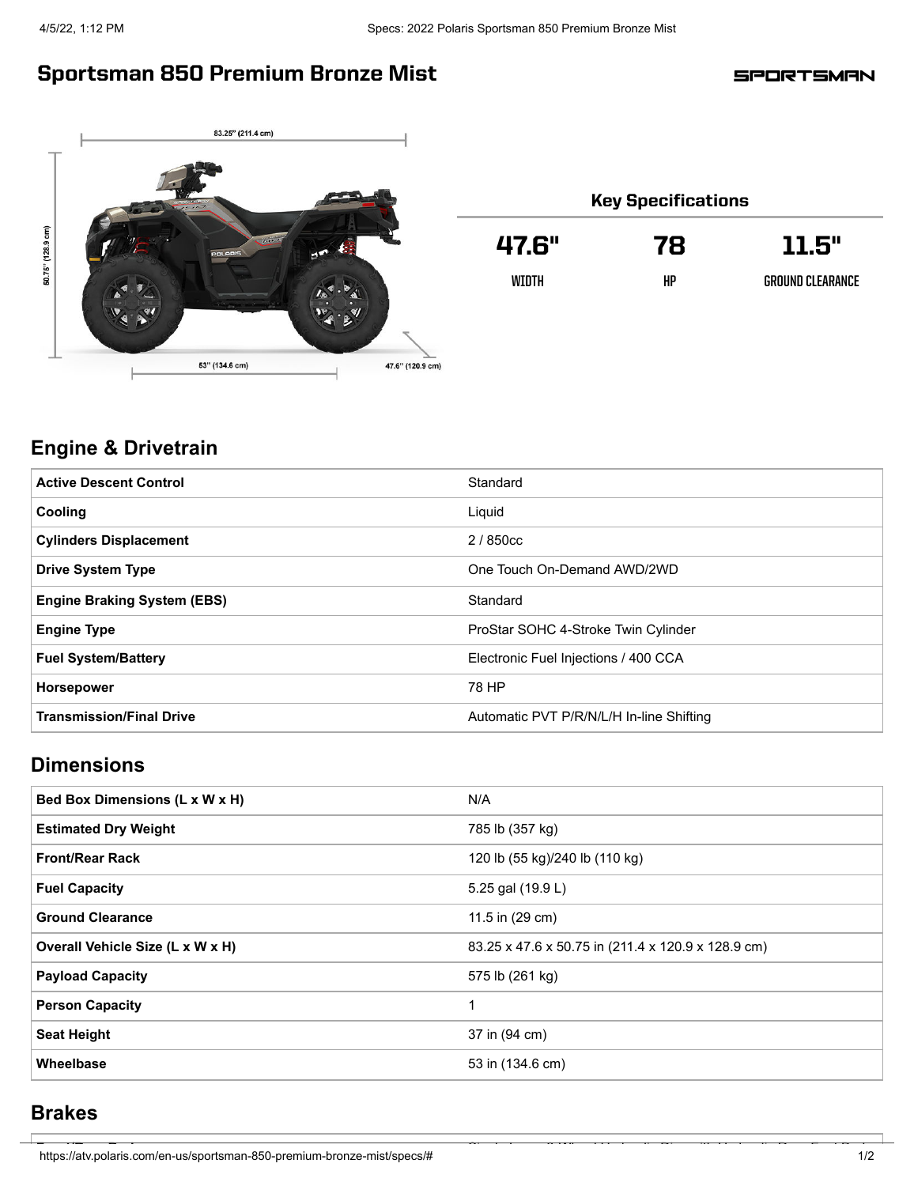# Sportsman 850 Premium Bronze Mist

SPORTSMAN

## Key Specifications

| 47.6" | 78 | 11.5" |
| --- | --- | --- |
| WIDTH | HP | GROUND CLEARANCE |

## Engine & Drivetrain

| | |
| --- | --- |
| **Active Descent Control** | Standard |
| **Cooling** | Liquid |
| **Cylinders Displacement** | 2 / 850cc |
| **Drive System Type** | One Touch On-Demand AWD/2WD |
| **Engine Braking System (EBS)** | Standard |
| **Engine Type** | ProStar SOHC 4-Stroke Twin Cylinder |
| **Fuel System/Battery** | Electronic Fuel Injections / 400 CCA |
| **Horsepower** | 78 HP |
| **Transmission/Final Drive** | Automatic PVT P/R/N/L/H In-line Shifting |

## Dimensions

| | |
| --- | --- |
| **Bed Box Dimensions (L x W x H)** | N/A |
| **Estimated Dry Weight** | 785 lb (357 kg) |
| **Front/Rear Rack** | 120 lb (55 kg)/240 lb (110 kg) |
| **Fuel Capacity** | 5.25 gal (19.9 L) |
| **Ground Clearance** | 11.5 in (29 cm) |
| **Overall Vehicle Size (L x W x H)** | 83.25 x 47.6 x 50.75 in (211.4 x 120.9 x 128.9 cm) |
| **Payload Capacity** | 575 lb (261 kg) |
| **Person Capacity** | 1 |
| **Seat Height** | 37 in (94 cm) |
| **Wheelbase** | 53 in (134.6 cm) |

## Brakes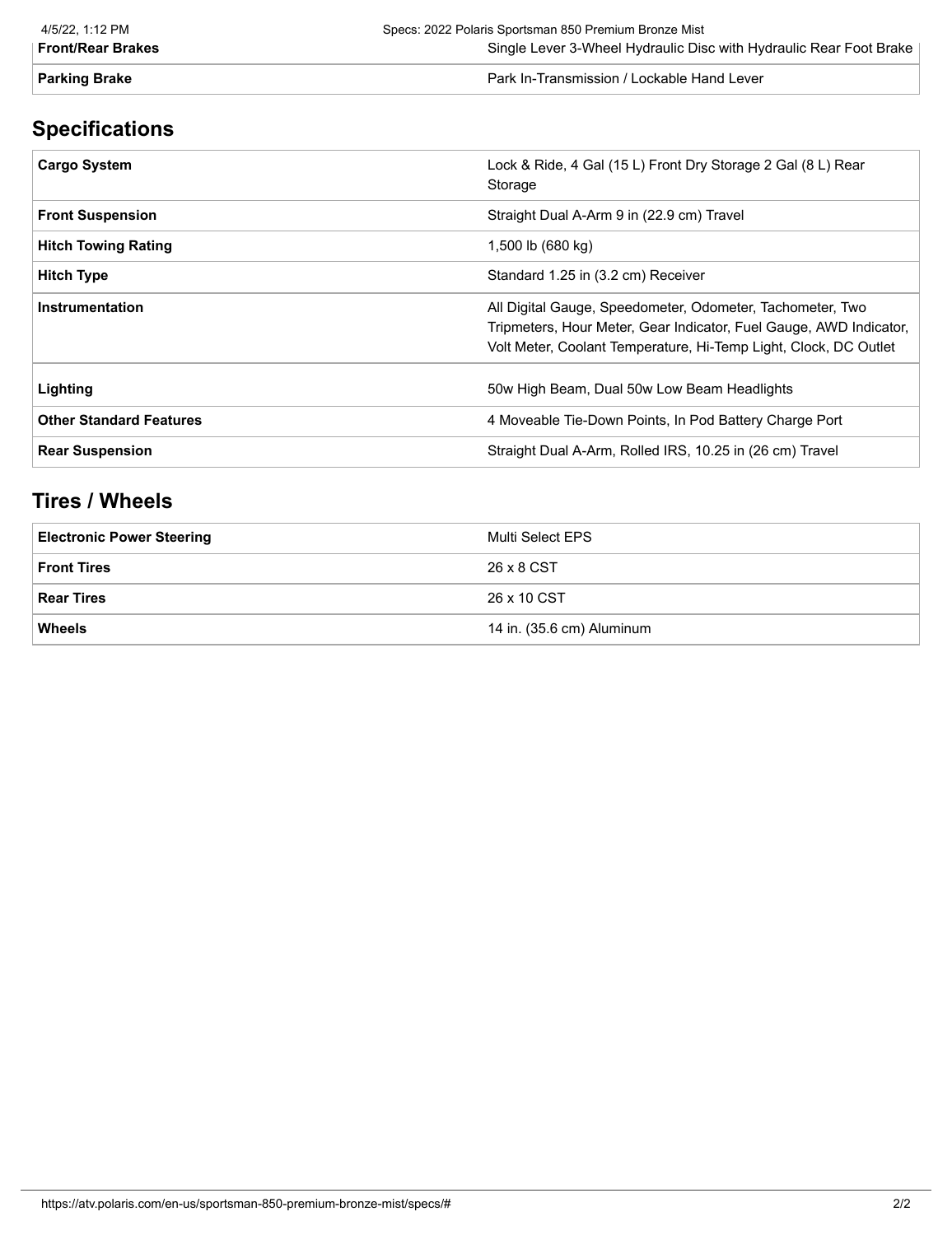| | |
|---|---|
| **Front/Rear Brakes** | Single Lever 3-Wheel Hydraulic Disc with Hydraulic Rear Foot Brake |
| **Parking Brake** | Park In-Transmission / Lockable Hand Lever |

## Specifications

| | |
|---|---|
| **Cargo System** | Lock & Ride, 4 Gal (15 L) Front Dry Storage 2 Gal (8 L) Rear Storage |
| **Front Suspension** | Straight Dual A-Arm 9 in (22.9 cm) Travel |
| **Hitch Towing Rating** | 1,500 lb (680 kg) |
| **Hitch Type** | Standard 1.25 in (3.2 cm) Receiver |
| **Instrumentation** | All Digital Gauge, Speedometer, Odometer, Tachometer, Two Tripmeters, Hour Meter, Gear Indicator, Fuel Gauge, AWD Indicator, Volt Meter, Coolant Temperature, Hi-Temp Light, Clock, DC Outlet |
| **Lighting** | 50w High Beam, Dual 50w Low Beam Headlights |
| **Other Standard Features** | 4 Moveable Tie-Down Points, In Pod Battery Charge Port |
| **Rear Suspension** | Straight Dual A-Arm, Rolled IRS, 10.25 in (26 cm) Travel |

## Tires / Wheels

| | |
|---|---|
| **Electronic Power Steering** | Multi Select EPS |
| **Front Tires** | 26 x 8 CST |
| **Rear Tires** | 26 x 10 CST |
| **Wheels** | 14 in. (35.6 cm) Aluminum |